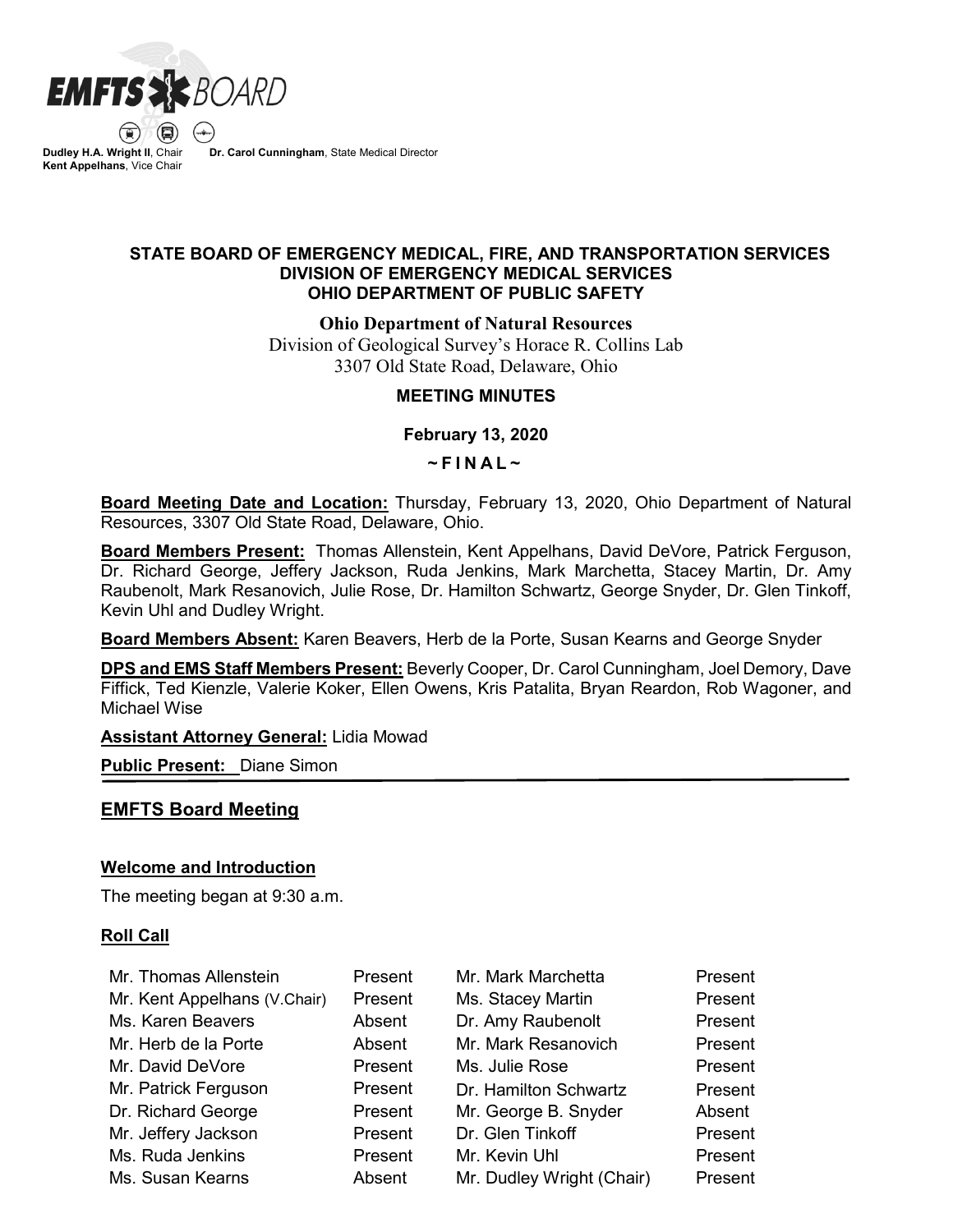**EMFTS BOARD**

**Dudley H.A. Wright II**, Chair  **Dr. Carol Cunningham**, State Medical Director
**Kent Appelhans**, Vice Chair

**STATE BOARD OF EMERGENCY MEDICAL, FIRE, AND TRANSPORTATION SERVICES**
**DIVISION OF EMERGENCY MEDICAL SERVICES**
**OHIO DEPARTMENT OF PUBLIC SAFETY**

**Ohio Department of Natural Resources**
Division of Geological Survey's Horace R. Collins Lab
3307 Old State Road, Delaware, Ohio

**MEETING MINUTES**

**February 13, 2020**

**~ F I N A L ~**

**Board Meeting Date and Location:** Thursday, February 13, 2020, Ohio Department of Natural Resources, 3307 Old State Road, Delaware, Ohio.

**Board Members Present:** Thomas Allenstein, Kent Appelhans, David DeVore, Patrick Ferguson, Dr. Richard George, Jeffery Jackson, Ruda Jenkins, Mark Marchetta, Stacey Martin, Dr. Amy Raubenolt, Mark Resanovich, Julie Rose, Dr. Hamilton Schwartz, George Snyder, Dr. Glen Tinkoff, Kevin Uhl and Dudley Wright.

**Board Members Absent:** Karen Beavers, Herb de la Porte, Susan Kearns and George Snyder

**DPS and EMS Staff Members Present:** Beverly Cooper, Dr. Carol Cunningham, Joel Demory, Dave Fiffick, Ted Kienzle, Valerie Koker, Ellen Owens, Kris Patalita, Bryan Reardon, Rob Wagoner, and Michael Wise

**Assistant Attorney General:** Lidia Mowad

**Public Present:** Diane Simon

## EMFTS Board Meeting

### Welcome and Introduction

The meeting began at 9:30 a.m.

### Roll Call

| | | | |
|---|---|---|---|
| Mr. Thomas Allenstein | Present | Mr. Mark Marchetta | Present |
| Mr. Kent Appelhans (V.Chair) | Present | Ms. Stacey Martin | Present |
| Ms. Karen Beavers | Absent | Dr. Amy Raubenolt | Present |
| Mr. Herb de la Porte | Absent | Mr. Mark Resanovich | Present |
| Mr. David DeVore | Present | Ms. Julie Rose | Present |
| Mr. Patrick Ferguson | Present | Dr. Hamilton Schwartz | Present |
| Dr. Richard George | Present | Mr. George B. Snyder | Absent |
| Mr. Jeffery Jackson | Present | Dr. Glen Tinkoff | Present |
| Ms. Ruda Jenkins | Present | Mr. Kevin Uhl | Present |
| Ms. Susan Kearns | Absent | Mr. Dudley Wright (Chair) | Present |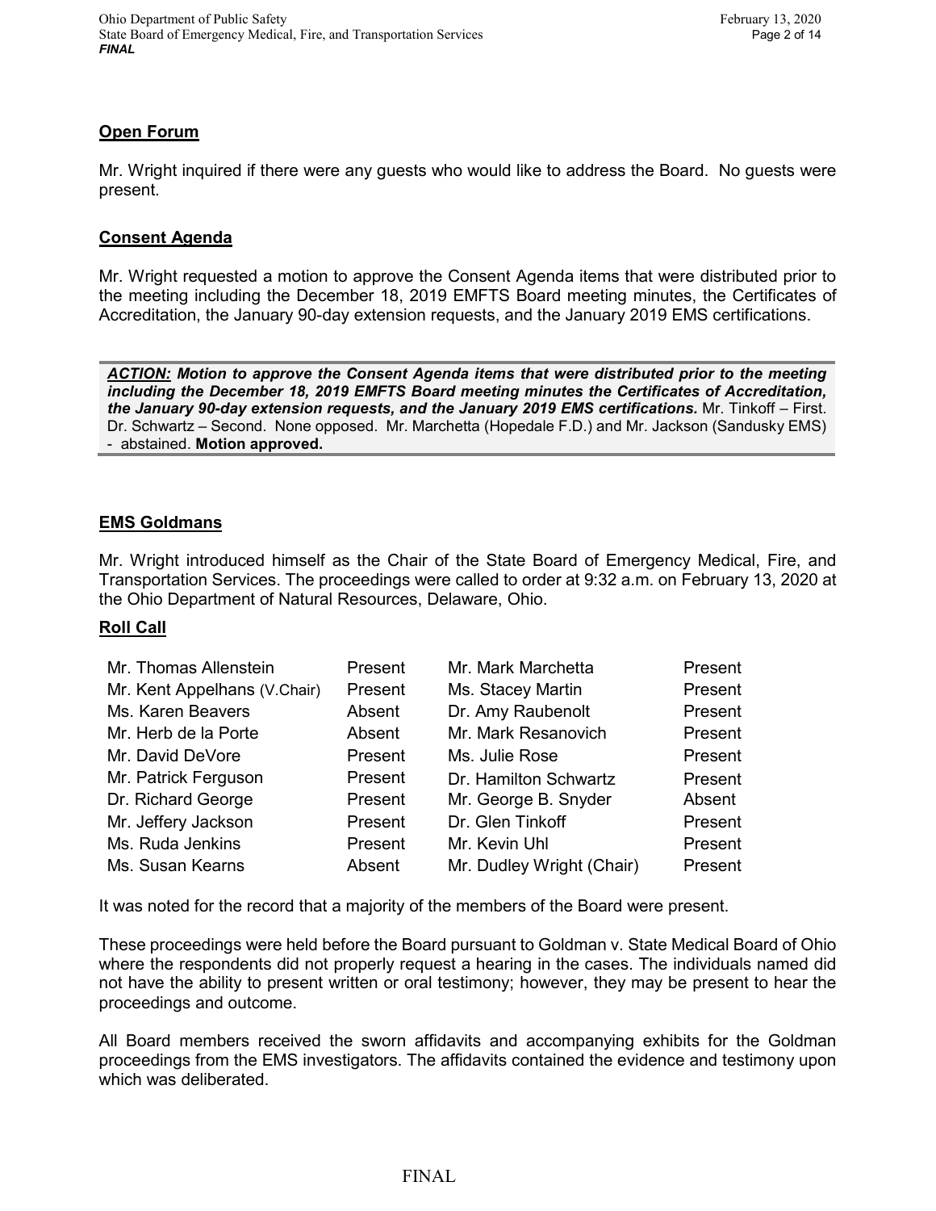## Open Forum

Mr. Wright inquired if there were any guests who would like to address the Board. No guests were present.

## Consent Agenda

Mr. Wright requested a motion to approve the Consent Agenda items that were distributed prior to the meeting including the December 18, 2019 EMFTS Board meeting minutes, the Certificates of Accreditation, the January 90-day extension requests, and the January 2019 EMS certifications.

***ACTION:*** ***Motion to approve the Consent Agenda items that were distributed prior to the meeting including the December 18, 2019 EMFTS Board meeting minutes the Certificates of Accreditation, the January 90-day extension requests, and the January 2019 EMS certifications.*** Mr. Tinkoff – First. Dr. Schwartz – Second. None opposed. Mr. Marchetta (Hopedale F.D.) and Mr. Jackson (Sandusky EMS) - abstained. **Motion approved.**

## EMS Goldmans

Mr. Wright introduced himself as the Chair of the State Board of Emergency Medical, Fire, and Transportation Services. The proceedings were called to order at 9:32 a.m. on February 13, 2020 at the Ohio Department of Natural Resources, Delaware, Ohio.

## Roll Call

| | | | |
|---|---|---|---|
| Mr. Thomas Allenstein | Present | Mr. Mark Marchetta | Present |
| Mr. Kent Appelhans (V.Chair) | Present | Ms. Stacey Martin | Present |
| Ms. Karen Beavers | Absent | Dr. Amy Raubenolt | Present |
| Mr. Herb de la Porte | Absent | Mr. Mark Resanovich | Present |
| Mr. David DeVore | Present | Ms. Julie Rose | Present |
| Mr. Patrick Ferguson | Present | Dr. Hamilton Schwartz | Present |
| Dr. Richard George | Present | Mr. George B. Snyder | Absent |
| Mr. Jeffery Jackson | Present | Dr. Glen Tinkoff | Present |
| Ms. Ruda Jenkins | Present | Mr. Kevin Uhl | Present |
| Ms. Susan Kearns | Absent | Mr. Dudley Wright (Chair) | Present |

It was noted for the record that a majority of the members of the Board were present.

These proceedings were held before the Board pursuant to Goldman v. State Medical Board of Ohio where the respondents did not properly request a hearing in the cases. The individuals named did not have the ability to present written or oral testimony; however, they may be present to hear the proceedings and outcome.

All Board members received the sworn affidavits and accompanying exhibits for the Goldman proceedings from the EMS investigators. The affidavits contained the evidence and testimony upon which was deliberated.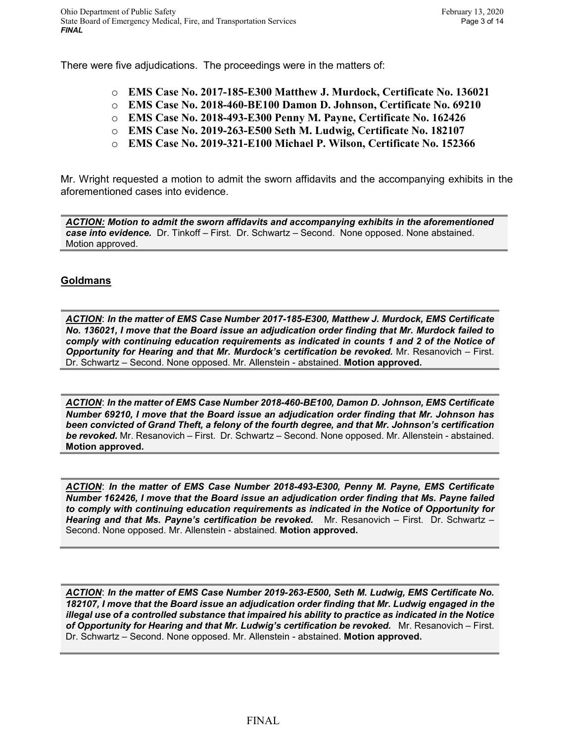There were five adjudications. The proceedings were in the matters of:

- **EMS Case No. 2017-185-E300 Matthew J. Murdock, Certificate No. 136021**
- **EMS Case No. 2018-460-BE100 Damon D. Johnson, Certificate No. 69210**
- **EMS Case No. 2018-493-E300 Penny M. Payne, Certificate No. 162426**
- **EMS Case No. 2019-263-E500 Seth M. Ludwig, Certificate No. 182107**
- **EMS Case No. 2019-321-E100 Michael P. Wilson, Certificate No. 152366**

Mr. Wright requested a motion to admit the sworn affidavits and the accompanying exhibits in the aforementioned cases into evidence.

***ACTION:* Motion to admit the sworn affidavits and accompanying exhibits in the aforementioned case into evidence.** Dr. Tinkoff – First. Dr. Schwartz – Second. None opposed. None abstained. Motion approved.

**Goldmans**

***ACTION*: In the matter of EMS Case Number 2017-185-E300, Matthew J. Murdock, EMS Certificate No. 136021, I move that the Board issue an adjudication order finding that Mr. Murdock failed to comply with continuing education requirements as indicated in counts 1 and 2 of the Notice of Opportunity for Hearing and that Mr. Murdock's certification be revoked.** Mr. Resanovich – First. Dr. Schwartz – Second. None opposed. Mr. Allenstein - abstained. **Motion approved.**

***ACTION*: In the matter of EMS Case Number 2018-460-BE100, Damon D. Johnson, EMS Certificate Number 69210, I move that the Board issue an adjudication order finding that Mr. Johnson has been convicted of Grand Theft, a felony of the fourth degree, and that Mr. Johnson's certification be revoked.** Mr. Resanovich – First. Dr. Schwartz – Second. None opposed. Mr. Allenstein - abstained. **Motion approved.**

***ACTION*: In the matter of EMS Case Number 2018-493-E300, Penny M. Payne, EMS Certificate Number 162426, I move that the Board issue an adjudication order finding that Ms. Payne failed to comply with continuing education requirements as indicated in the Notice of Opportunity for Hearing and that Ms. Payne's certification be revoked.** Mr. Resanovich – First. Dr. Schwartz – Second. None opposed. Mr. Allenstein - abstained. **Motion approved.**

***ACTION*: In the matter of EMS Case Number 2019-263-E500, Seth M. Ludwig, EMS Certificate No. 182107, I move that the Board issue an adjudication order finding that Mr. Ludwig engaged in the illegal use of a controlled substance that impaired his ability to practice as indicated in the Notice of Opportunity for Hearing and that Mr. Ludwig's certification be revoked.** Mr. Resanovich – First. Dr. Schwartz – Second. None opposed. Mr. Allenstein - abstained. **Motion approved.**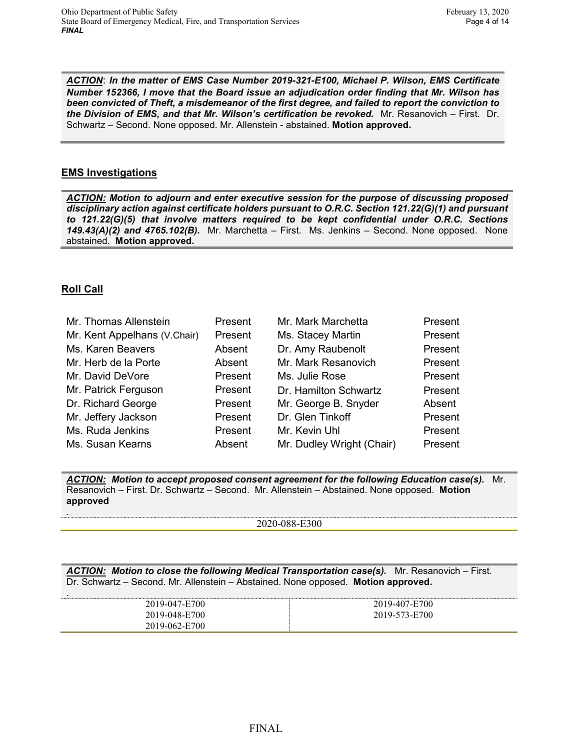***ACTION*: *In the matter of EMS Case Number 2019-321-E100, Michael P. Wilson, EMS Certificate Number 152366, I move that the Board issue an adjudication order finding that Mr. Wilson has been convicted of Theft, a misdemeanor of the first degree, and failed to report the conviction to the Division of EMS, and that Mr. Wilson's certification be revoked.*** Mr. Resanovich – First. Dr. Schwartz – Second. None opposed. Mr. Allenstein - abstained. **Motion approved.**

## EMS Investigations

***ACTION:* *Motion to adjourn and enter executive session for the purpose of discussing proposed disciplinary action against certificate holders pursuant to O.R.C. Section 121.22(G)(1) and pursuant to 121.22(G)(5) that involve matters required to be kept confidential under O.R.C. Sections 149.43(A)(2) and 4765.102(B).*** Mr. Marchetta – First. Ms. Jenkins – Second. None opposed. None abstained. **Motion approved.**

## Roll Call

| | | | |
|---|---|---|---|
| Mr. Thomas Allenstein | Present | Mr. Mark Marchetta | Present |
| Mr. Kent Appelhans (V.Chair) | Present | Ms. Stacey Martin | Present |
| Ms. Karen Beavers | Absent | Dr. Amy Raubenolt | Present |
| Mr. Herb de la Porte | Absent | Mr. Mark Resanovich | Present |
| Mr. David DeVore | Present | Ms. Julie Rose | Present |
| Mr. Patrick Ferguson | Present | Dr. Hamilton Schwartz | Present |
| Dr. Richard George | Present | Mr. George B. Snyder | Absent |
| Mr. Jeffery Jackson | Present | Dr. Glen Tinkoff | Present |
| Ms. Ruda Jenkins | Present | Mr. Kevin Uhl | Present |
| Ms. Susan Kearns | Absent | Mr. Dudley Wright (Chair) | Present |

***ACTION:* *Motion to accept proposed consent agreement for the following Education case(s).*** Mr. Resanovich – First. Dr. Schwartz – Second. Mr. Allenstein – Abstained. None opposed. **Motion approved**

.

2020-088-E300

***ACTION:* *Motion to close the following Medical Transportation case(s).*** Mr. Resanovich – First. Dr. Schwartz – Second. Mr. Allenstein – Abstained. None opposed. **Motion approved.**

.

| | |
|---|---|
| 2019-047-E700 | 2019-407-E700 |
| 2019-048-E700 | 2019-573-E700 |
| 2019-062-E700 | |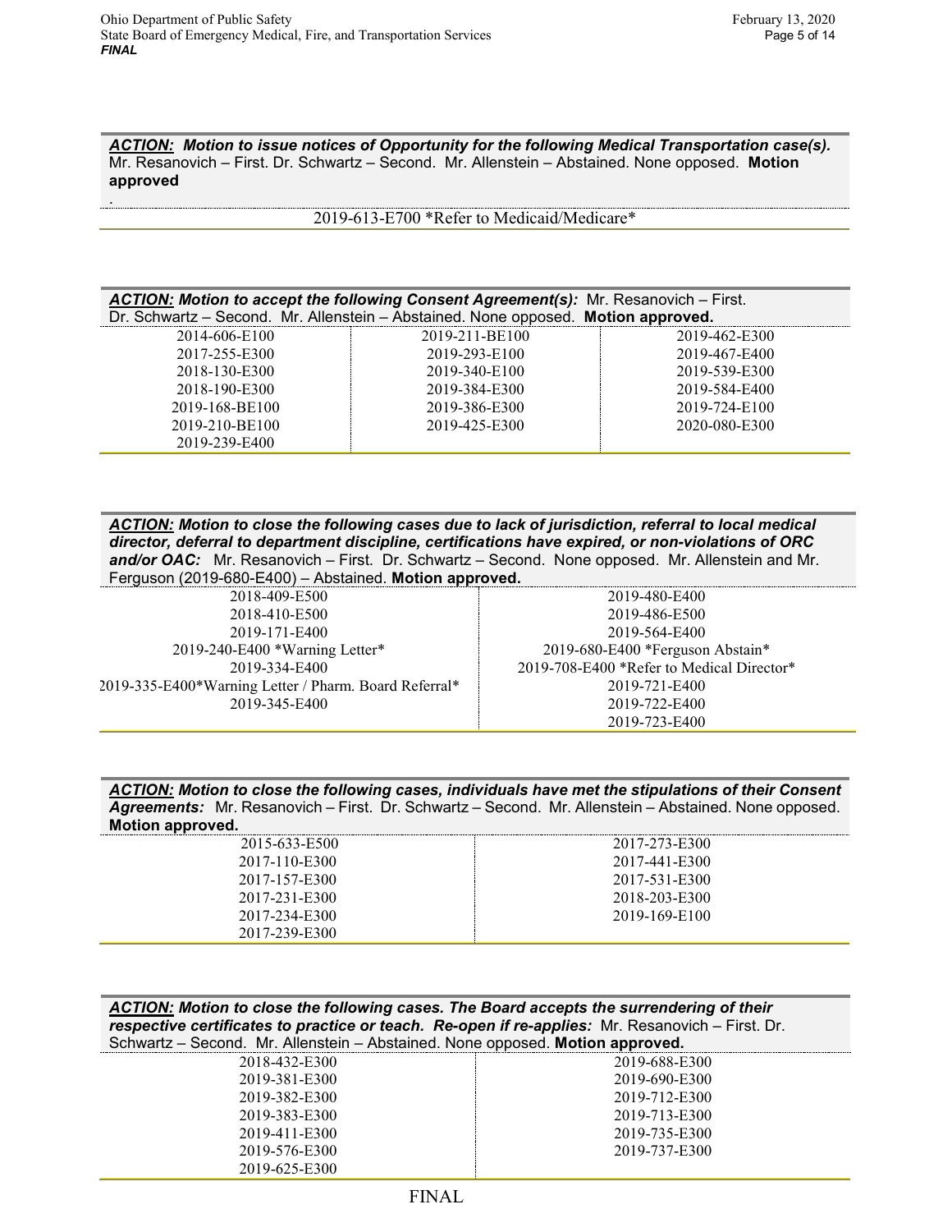***ACTION:*** ***Motion to issue notices of Opportunity for the following Medical Transportation case(s).*** Mr. Resanovich – First. Dr. Schwartz – Second. Mr. Allenstein – Abstained. None opposed. **Motion approved**

.

2019-613-E700 *Refer to Medicaid/Medicare*

***ACTION:*** ***Motion to accept the following Consent Agreement(s):*** Mr. Resanovich – First. Dr. Schwartz – Second. Mr. Allenstein – Abstained. None opposed. **Motion approved.**

| | | |
|---|---|---|
| 2014-606-E100 | 2019-211-BE100 | 2019-462-E300 |
| 2017-255-E300 | 2019-293-E100 | 2019-467-E400 |
| 2018-130-E300 | 2019-340-E100 | 2019-539-E300 |
| 2018-190-E300 | 2019-384-E300 | 2019-584-E400 |
| 2019-168-BE100 | 2019-386-E300 | 2019-724-E100 |
| 2019-210-BE100 | 2019-425-E300 | 2020-080-E300 |
| 2019-239-E400 | | |

***ACTION:*** ***Motion to close the following cases due to lack of jurisdiction, referral to local medical director, deferral to department discipline, certifications have expired, or non-violations of ORC and/or OAC:*** Mr. Resanovich – First. Dr. Schwartz – Second. None opposed. Mr. Allenstein and Mr. Ferguson (2019-680-E400) – Abstained. **Motion approved.**

| | |
|---|---|
| 2018-409-E500 | 2019-480-E400 |
| 2018-410-E500 | 2019-486-E500 |
| 2019-171-E400 | 2019-564-E400 |
| 2019-240-E400 *Warning Letter* | 2019-680-E400 *Ferguson Abstain* |
| 2019-334-E400 | 2019-708-E400 *Refer to Medical Director* |
| 2019-335-E400*Warning Letter / Pharm. Board Referral* | 2019-721-E400 |
| 2019-345-E400 | 2019-722-E400 |
| | 2019-723-E400 |

***ACTION:*** ***Motion to close the following cases, individuals have met the stipulations of their Consent Agreements:*** Mr. Resanovich – First. Dr. Schwartz – Second. Mr. Allenstein – Abstained. None opposed. **Motion approved.**

| | |
|---|---|
| 2015-633-E500 | 2017-273-E300 |
| 2017-110-E300 | 2017-441-E300 |
| 2017-157-E300 | 2017-531-E300 |
| 2017-231-E300 | 2018-203-E300 |
| 2017-234-E300 | 2019-169-E100 |
| 2017-239-E300 | |

***ACTION:*** ***Motion to close the following cases. The Board accepts the surrendering of their respective certificates to practice or teach. Re-open if re-applies:*** Mr. Resanovich – First. Dr. Schwartz – Second. Mr. Allenstein – Abstained. None opposed. **Motion approved.**

| | |
|---|---|
| 2018-432-E300 | 2019-688-E300 |
| 2019-381-E300 | 2019-690-E300 |
| 2019-382-E300 | 2019-712-E300 |
| 2019-383-E300 | 2019-713-E300 |
| 2019-411-E300 | 2019-735-E300 |
| 2019-576-E300 | 2019-737-E300 |
| 2019-625-E300 | |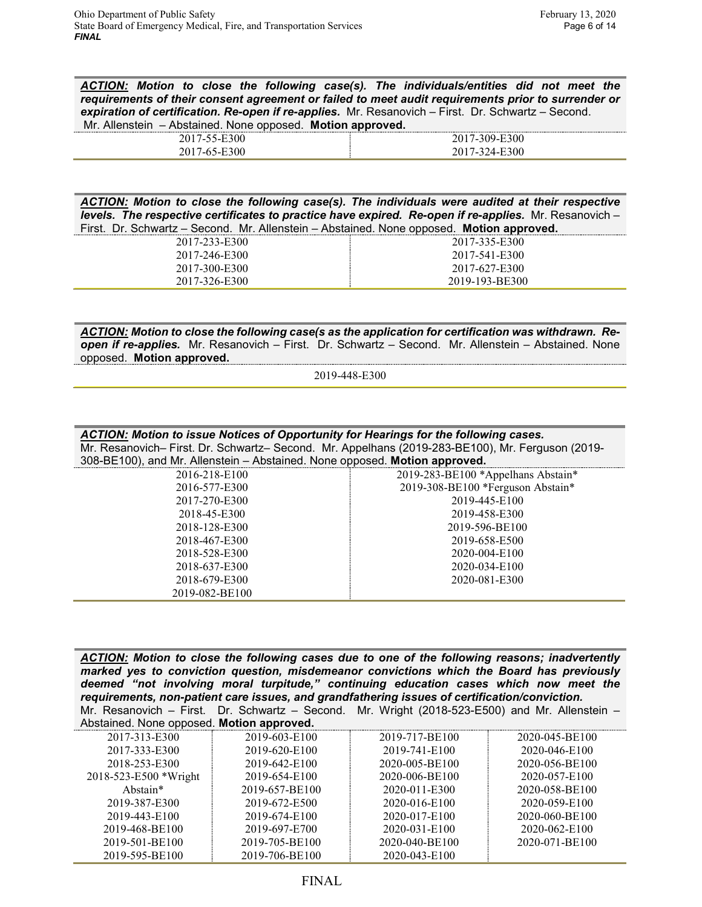***ACTION:*** ***Motion to close the following case(s). The individuals/entities did not meet the requirements of their consent agreement or failed to meet audit requirements prior to surrender or expiration of certification. Re-open if re-applies.*** Mr. Resanovich – First. Dr. Schwartz – Second. Mr. Allenstein – Abstained. None opposed. **Motion approved.**

| | |
|---|---|
| 2017-55-E300 | 2017-309-E300 |
| 2017-65-E300 | 2017-324-E300 |

***ACTION:*** ***Motion to close the following case(s). The individuals were audited at their respective levels. The respective certificates to practice have expired. Re-open if re-applies.*** Mr. Resanovich – First. Dr. Schwartz – Second. Mr. Allenstein – Abstained. None opposed. **Motion approved.**

| | |
|---|---|
| 2017-233-E300 | 2017-335-E300 |
| 2017-246-E300 | 2017-541-E300 |
| 2017-300-E300 | 2017-627-E300 |
| 2017-326-E300 | 2019-193-BE300 |

***ACTION:*** ***Motion to close the following case(s as the application for certification was withdrawn. Re-open if re-applies.*** Mr. Resanovich – First. Dr. Schwartz – Second. Mr. Allenstein – Abstained. None opposed. **Motion approved.**

2019-448-E300

***ACTION:*** ***Motion to issue Notices of Opportunity for Hearings for the following cases.***
Mr. Resanovich– First. Dr. Schwartz– Second. Mr. Appelhans (2019-283-BE100), Mr. Ferguson (2019-308-BE100), and Mr. Allenstein – Abstained. None opposed. **Motion approved.**

| | |
|---|---|
| 2016-218-E100 | 2019-283-BE100 *Appelhans Abstain* |
| 2016-577-E300 | 2019-308-BE100 *Ferguson Abstain* |
| 2017-270-E300 | 2019-445-E100 |
| 2018-45-E300 | 2019-458-E300 |
| 2018-128-E300 | 2019-596-BE100 |
| 2018-467-E300 | 2019-658-E500 |
| 2018-528-E300 | 2020-004-E100 |
| 2018-637-E300 | 2020-034-E100 |
| 2018-679-E300 | 2020-081-E300 |
| 2019-082-BE100 | |

***ACTION:*** ***Motion to close the following cases due to one of the following reasons; inadvertently marked yes to conviction question, misdemeanor convictions which the Board has previously deemed "not involving moral turpitude," continuing education cases which now meet the requirements, non-patient care issues, and grandfathering issues of certification/conviction.***
Mr. Resanovich – First. Dr. Schwartz – Second. Mr. Wright (2018-523-E500) and Mr. Allenstein – Abstained. None opposed. **Motion approved.**

| | | | |
|---|---|---|---|
| 2017-313-E300 | 2019-603-E100 | 2019-717-BE100 | 2020-045-BE100 |
| 2017-333-E300 | 2019-620-E100 | 2019-741-E100 | 2020-046-E100 |
| 2018-253-E300 | 2019-642-E100 | 2020-005-BE100 | 2020-056-BE100 |
| 2018-523-E500 *Wright Abstain* | 2019-654-E100 | 2020-006-BE100 | 2020-057-E100 |
| | 2019-657-BE100 | 2020-011-E300 | 2020-058-BE100 |
| 2019-387-E300 | 2019-672-E500 | 2020-016-E100 | 2020-059-E100 |
| 2019-443-E100 | 2019-674-E100 | 2020-017-E100 | 2020-060-BE100 |
| 2019-468-BE100 | 2019-697-E700 | 2020-031-E100 | 2020-062-E100 |
| 2019-501-BE100 | 2019-705-BE100 | 2020-040-BE100 | 2020-071-BE100 |
| 2019-595-BE100 | 2019-706-BE100 | 2020-043-E100 | |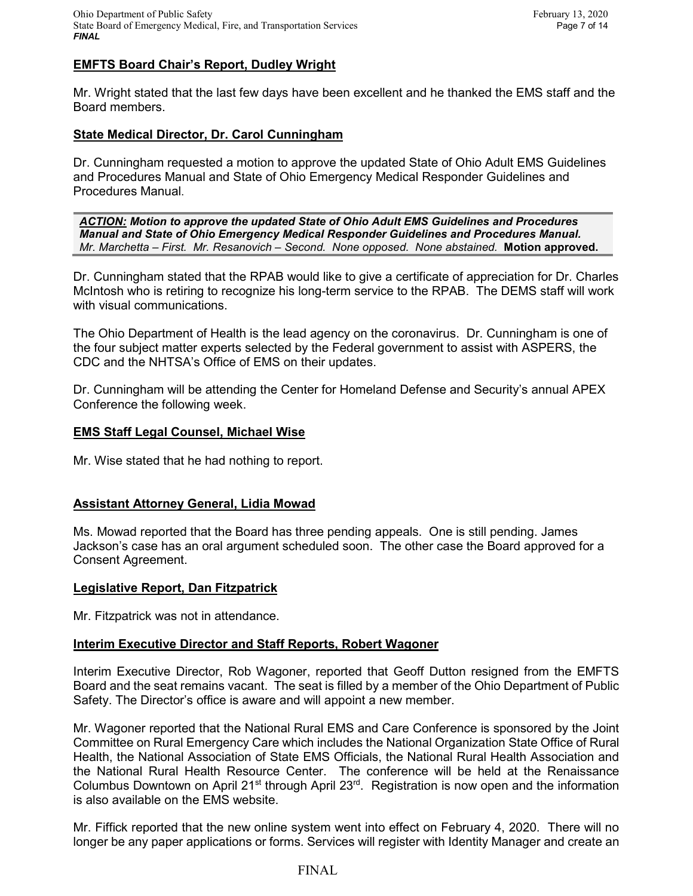## EMFTS Board Chair's Report, Dudley Wright

Mr. Wright stated that the last few days have been excellent and he thanked the EMS staff and the Board members.

## State Medical Director, Dr. Carol Cunningham

Dr. Cunningham requested a motion to approve the updated State of Ohio Adult EMS Guidelines and Procedures Manual and State of Ohio Emergency Medical Responder Guidelines and Procedures Manual.

> ***ACTION:*** ***Motion to approve the updated State of Ohio Adult EMS Guidelines and Procedures Manual and State of Ohio Emergency Medical Responder Guidelines and Procedures Manual.***
> *Mr. Marchetta – First. Mr. Resanovich – Second. None opposed. None abstained.* **Motion approved.**

Dr. Cunningham stated that the RPAB would like to give a certificate of appreciation for Dr. Charles McIntosh who is retiring to recognize his long-term service to the RPAB. The DEMS staff will work with visual communications.

The Ohio Department of Health is the lead agency on the coronavirus. Dr. Cunningham is one of the four subject matter experts selected by the Federal government to assist with ASPERS, the CDC and the NHTSA's Office of EMS on their updates.

Dr. Cunningham will be attending the Center for Homeland Defense and Security's annual APEX Conference the following week.

## EMS Staff Legal Counsel, Michael Wise

Mr. Wise stated that he had nothing to report.

## Assistant Attorney General, Lidia Mowad

Ms. Mowad reported that the Board has three pending appeals. One is still pending. James Jackson's case has an oral argument scheduled soon. The other case the Board approved for a Consent Agreement.

## Legislative Report, Dan Fitzpatrick

Mr. Fitzpatrick was not in attendance.

## Interim Executive Director and Staff Reports, Robert Wagoner

Interim Executive Director, Rob Wagoner, reported that Geoff Dutton resigned from the EMFTS Board and the seat remains vacant. The seat is filled by a member of the Ohio Department of Public Safety. The Director's office is aware and will appoint a new member.

Mr. Wagoner reported that the National Rural EMS and Care Conference is sponsored by the Joint Committee on Rural Emergency Care which includes the National Organization State Office of Rural Health, the National Association of State EMS Officials, the National Rural Health Association and the National Rural Health Resource Center. The conference will be held at the Renaissance Columbus Downtown on April 21st through April 23rd. Registration is now open and the information is also available on the EMS website.

Mr. Fiffick reported that the new online system went into effect on February 4, 2020. There will no longer be any paper applications or forms. Services will register with Identity Manager and create an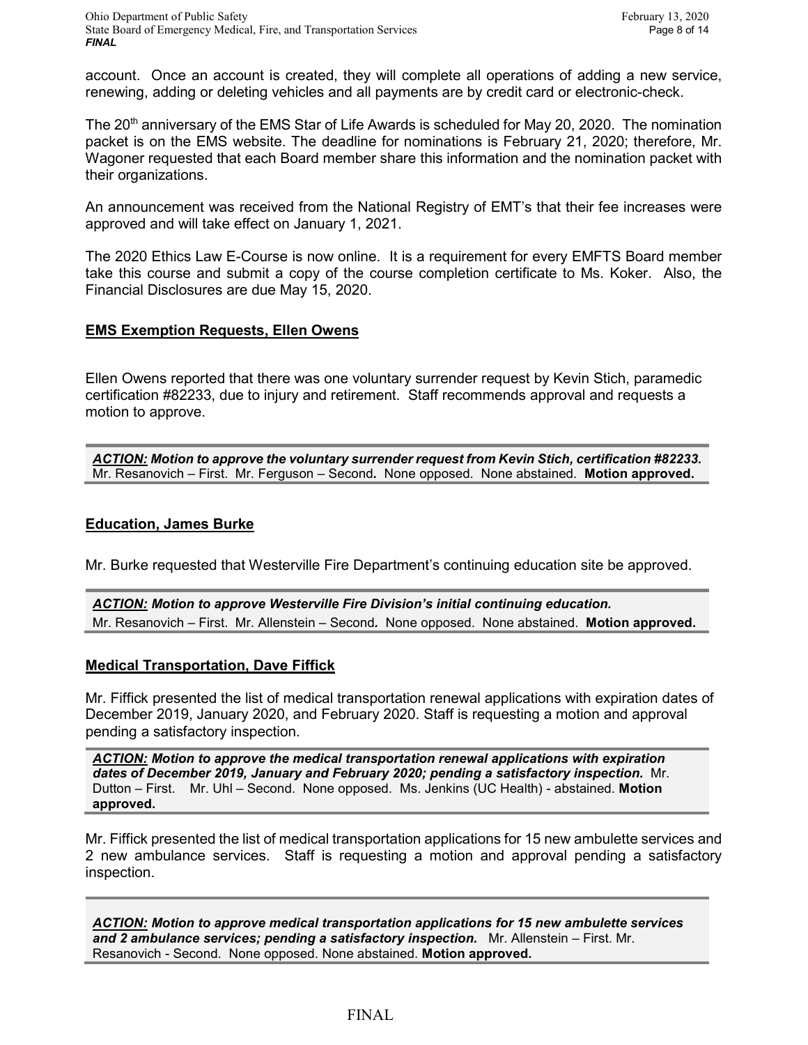account. Once an account is created, they will complete all operations of adding a new service, renewing, adding or deleting vehicles and all payments are by credit card or electronic-check.

The 20th anniversary of the EMS Star of Life Awards is scheduled for May 20, 2020. The nomination packet is on the EMS website. The deadline for nominations is February 21, 2020; therefore, Mr. Wagoner requested that each Board member share this information and the nomination packet with their organizations.

An announcement was received from the National Registry of EMT's that their fee increases were approved and will take effect on January 1, 2021.

The 2020 Ethics Law E-Course is now online. It is a requirement for every EMFTS Board member take this course and submit a copy of the course completion certificate to Ms. Koker. Also, the Financial Disclosures are due May 15, 2020.

## EMS Exemption Requests, Ellen Owens

Ellen Owens reported that there was one voluntary surrender request by Kevin Stich, paramedic certification #82233, due to injury and retirement. Staff recommends approval and requests a motion to approve.

***ACTION:* Motion to approve the voluntary surrender request from Kevin Stich, certification #82233.**
Mr. Resanovich – First. Mr. Ferguson – Second. None opposed. None abstained. **Motion approved.**

## Education, James Burke

Mr. Burke requested that Westerville Fire Department's continuing education site be approved.

***ACTION:* Motion to approve Westerville Fire Division's initial continuing education.**
Mr. Resanovich – First. Mr. Allenstein – Second. None opposed. None abstained. **Motion approved.**

## Medical Transportation, Dave Fiffick

Mr. Fiffick presented the list of medical transportation renewal applications with expiration dates of December 2019, January 2020, and February 2020. Staff is requesting a motion and approval pending a satisfactory inspection.

***ACTION:* Motion to approve the medical transportation renewal applications with expiration dates of December 2019, January and February 2020; pending a satisfactory inspection.** Mr. Dutton – First. Mr. Uhl – Second. None opposed. Ms. Jenkins (UC Health) - abstained. **Motion approved.**

Mr. Fiffick presented the list of medical transportation applications for 15 new ambulette services and 2 new ambulance services. Staff is requesting a motion and approval pending a satisfactory inspection.

***ACTION:* Motion to approve medical transportation applications for 15 new ambulette services and 2 ambulance services; pending a satisfactory inspection.** Mr. Allenstein – First. Mr. Resanovich - Second. None opposed. None abstained. **Motion approved.**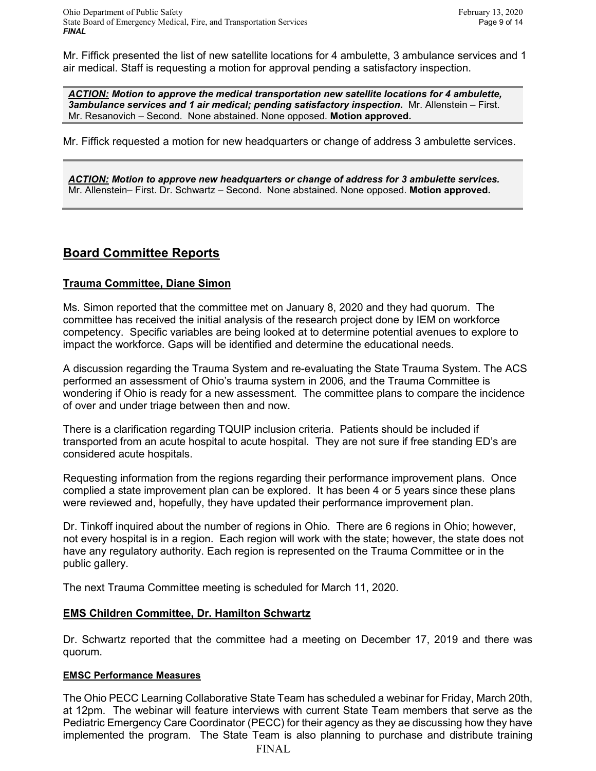Mr. Fiffick presented the list of new satellite locations for 4 ambulette, 3 ambulance services and 1 air medical. Staff is requesting a motion for approval pending a satisfactory inspection.

***ACTION:* Motion to approve the medical transportation new satellite locations for 4 ambulette, 3ambulance services and 1 air medical; pending satisfactory inspection.** Mr. Allenstein – First. Mr. Resanovich – Second. None abstained. None opposed. **Motion approved.**

Mr. Fiffick requested a motion for new headquarters or change of address 3 ambulette services.

***ACTION:* Motion to approve new headquarters or change of address for 3 ambulette services.** Mr. Allenstein– First. Dr. Schwartz – Second. None abstained. None opposed. **Motion approved.**

## Board Committee Reports

### Trauma Committee, Diane Simon

Ms. Simon reported that the committee met on January 8, 2020 and they had quorum. The committee has received the initial analysis of the research project done by IEM on workforce competency. Specific variables are being looked at to determine potential avenues to explore to impact the workforce. Gaps will be identified and determine the educational needs.

A discussion regarding the Trauma System and re-evaluating the State Trauma System. The ACS performed an assessment of Ohio's trauma system in 2006, and the Trauma Committee is wondering if Ohio is ready for a new assessment. The committee plans to compare the incidence of over and under triage between then and now.

There is a clarification regarding TQUIP inclusion criteria. Patients should be included if transported from an acute hospital to acute hospital. They are not sure if free standing ED's are considered acute hospitals.

Requesting information from the regions regarding their performance improvement plans. Once complied a state improvement plan can be explored. It has been 4 or 5 years since these plans were reviewed and, hopefully, they have updated their performance improvement plan.

Dr. Tinkoff inquired about the number of regions in Ohio. There are 6 regions in Ohio; however, not every hospital is in a region. Each region will work with the state; however, the state does not have any regulatory authority. Each region is represented on the Trauma Committee or in the public gallery.

The next Trauma Committee meeting is scheduled for March 11, 2020.

### EMS Children Committee, Dr. Hamilton Schwartz

Dr. Schwartz reported that the committee had a meeting on December 17, 2019 and there was quorum.

#### EMSC Performance Measures

The Ohio PECC Learning Collaborative State Team has scheduled a webinar for Friday, March 20th, at 12pm. The webinar will feature interviews with current State Team members that serve as the Pediatric Emergency Care Coordinator (PECC) for their agency as they ae discussing how they have implemented the program. The State Team is also planning to purchase and distribute training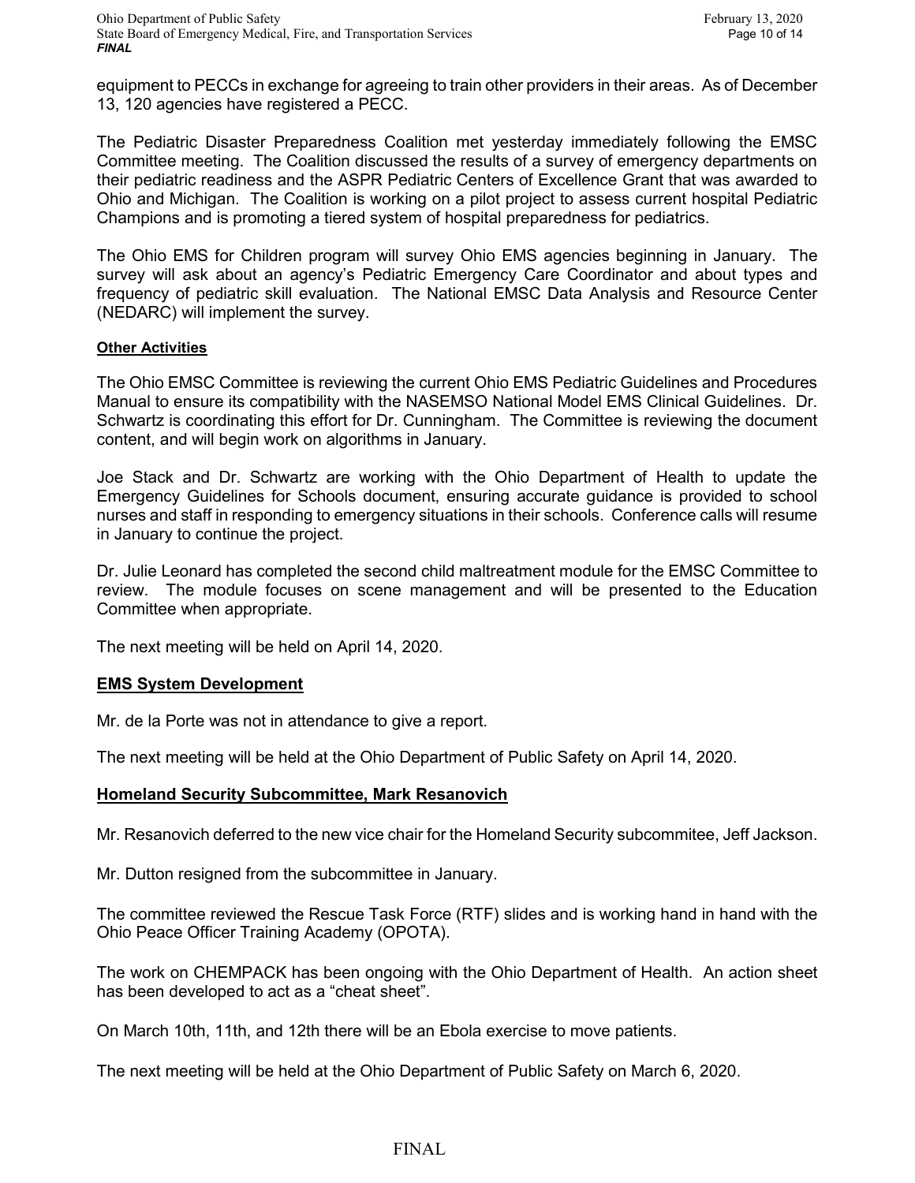equipment to PECCs in exchange for agreeing to train other providers in their areas. As of December 13, 120 agencies have registered a PECC.

The Pediatric Disaster Preparedness Coalition met yesterday immediately following the EMSC Committee meeting. The Coalition discussed the results of a survey of emergency departments on their pediatric readiness and the ASPR Pediatric Centers of Excellence Grant that was awarded to Ohio and Michigan. The Coalition is working on a pilot project to assess current hospital Pediatric Champions and is promoting a tiered system of hospital preparedness for pediatrics.

The Ohio EMS for Children program will survey Ohio EMS agencies beginning in January. The survey will ask about an agency's Pediatric Emergency Care Coordinator and about types and frequency of pediatric skill evaluation. The National EMSC Data Analysis and Resource Center (NEDARC) will implement the survey.

**Other Activities**

The Ohio EMSC Committee is reviewing the current Ohio EMS Pediatric Guidelines and Procedures Manual to ensure its compatibility with the NASEMSO National Model EMS Clinical Guidelines. Dr. Schwartz is coordinating this effort for Dr. Cunningham. The Committee is reviewing the document content, and will begin work on algorithms in January.

Joe Stack and Dr. Schwartz are working with the Ohio Department of Health to update the Emergency Guidelines for Schools document, ensuring accurate guidance is provided to school nurses and staff in responding to emergency situations in their schools. Conference calls will resume in January to continue the project.

Dr. Julie Leonard has completed the second child maltreatment module for the EMSC Committee to review. The module focuses on scene management and will be presented to the Education Committee when appropriate.

The next meeting will be held on April 14, 2020.

## EMS System Development

Mr. de la Porte was not in attendance to give a report.

The next meeting will be held at the Ohio Department of Public Safety on April 14, 2020.

## Homeland Security Subcommittee, Mark Resanovich

Mr. Resanovich deferred to the new vice chair for the Homeland Security subcommitee, Jeff Jackson.

Mr. Dutton resigned from the subcommittee in January.

The committee reviewed the Rescue Task Force (RTF) slides and is working hand in hand with the Ohio Peace Officer Training Academy (OPOTA).

The work on CHEMPACK has been ongoing with the Ohio Department of Health. An action sheet has been developed to act as a "cheat sheet".

On March 10th, 11th, and 12th there will be an Ebola exercise to move patients.

The next meeting will be held at the Ohio Department of Public Safety on March 6, 2020.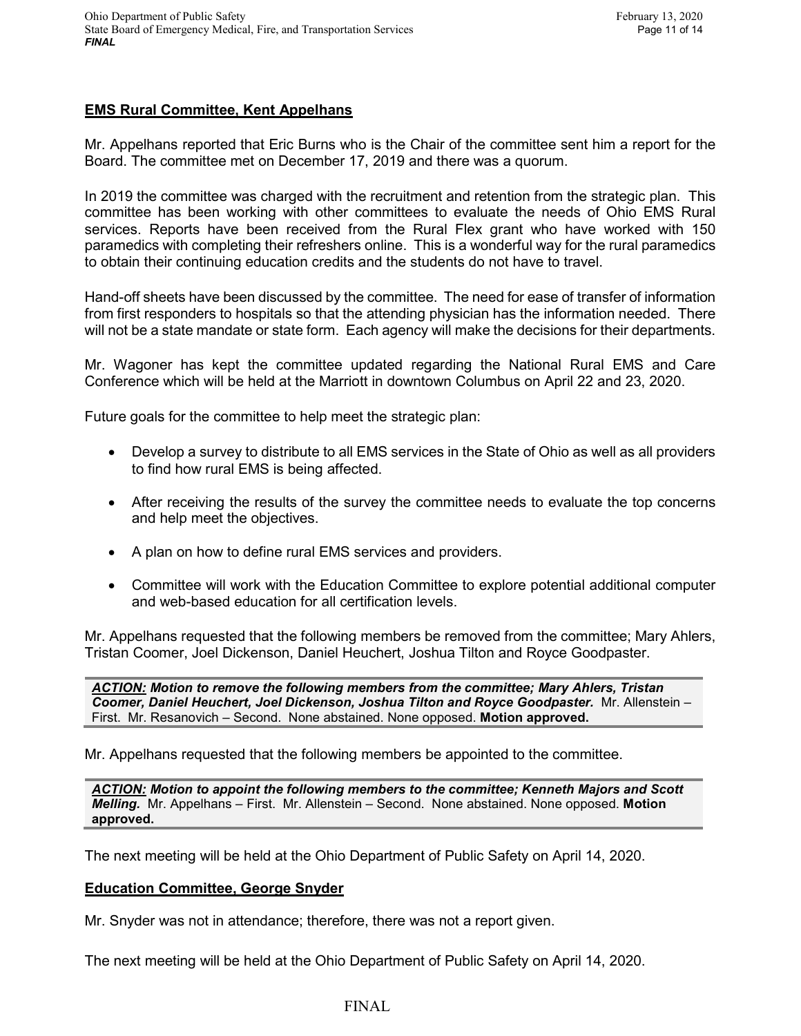## EMS Rural Committee, Kent Appelhans

Mr. Appelhans reported that Eric Burns who is the Chair of the committee sent him a report for the Board. The committee met on December 17, 2019 and there was a quorum.

In 2019 the committee was charged with the recruitment and retention from the strategic plan. This committee has been working with other committees to evaluate the needs of Ohio EMS Rural services. Reports have been received from the Rural Flex grant who have worked with 150 paramedics with completing their refreshers online. This is a wonderful way for the rural paramedics to obtain their continuing education credits and the students do not have to travel.

Hand-off sheets have been discussed by the committee. The need for ease of transfer of information from first responders to hospitals so that the attending physician has the information needed. There will not be a state mandate or state form. Each agency will make the decisions for their departments.

Mr. Wagoner has kept the committee updated regarding the National Rural EMS and Care Conference which will be held at the Marriott in downtown Columbus on April 22 and 23, 2020.

Future goals for the committee to help meet the strategic plan:

- Develop a survey to distribute to all EMS services in the State of Ohio as well as all providers to find how rural EMS is being affected.
- After receiving the results of the survey the committee needs to evaluate the top concerns and help meet the objectives.
- A plan on how to define rural EMS services and providers.
- Committee will work with the Education Committee to explore potential additional computer and web-based education for all certification levels.

Mr. Appelhans requested that the following members be removed from the committee; Mary Ahlers, Tristan Coomer, Joel Dickenson, Daniel Heuchert, Joshua Tilton and Royce Goodpaster.

> ***ACTION:*** ***Motion to remove the following members from the committee; Mary Ahlers, Tristan Coomer, Daniel Heuchert, Joel Dickenson, Joshua Tilton and Royce Goodpaster.*** Mr. Allenstein – First. Mr. Resanovich – Second. None abstained. None opposed. **Motion approved.**

Mr. Appelhans requested that the following members be appointed to the committee.

> ***ACTION:*** ***Motion to appoint the following members to the committee; Kenneth Majors and Scott Melling.*** Mr. Appelhans – First. Mr. Allenstein – Second. None abstained. None opposed. **Motion approved.**

The next meeting will be held at the Ohio Department of Public Safety on April 14, 2020.

## Education Committee, George Snyder

Mr. Snyder was not in attendance; therefore, there was not a report given.

The next meeting will be held at the Ohio Department of Public Safety on April 14, 2020.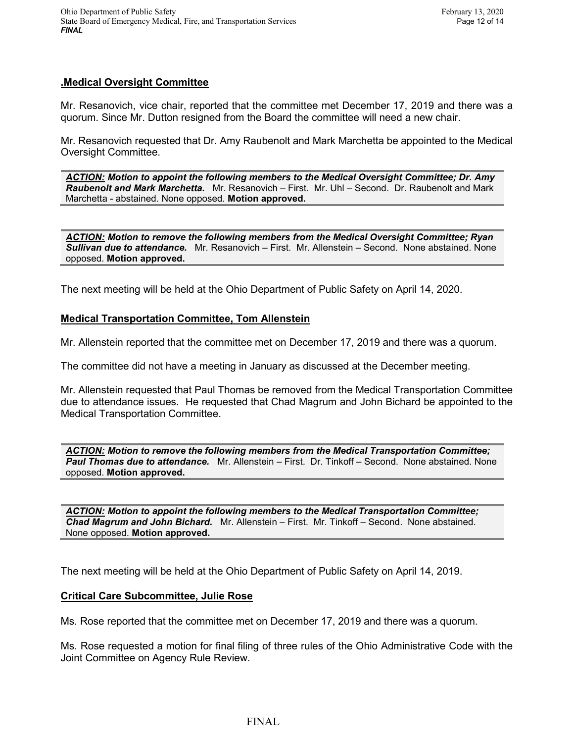## .Medical Oversight Committee

Mr. Resanovich, vice chair, reported that the committee met December 17, 2019 and there was a quorum. Since Mr. Dutton resigned from the Board the committee will need a new chair.

Mr. Resanovich requested that Dr. Amy Raubenolt and Mark Marchetta be appointed to the Medical Oversight Committee.

> ***ACTION:*** ***Motion to appoint the following members to the Medical Oversight Committee; Dr. Amy Raubenolt and Mark Marchetta.*** Mr. Resanovich – First. Mr. Uhl – Second. Dr. Raubenolt and Mark Marchetta - abstained. None opposed. **Motion approved.**

> ***ACTION:*** ***Motion to remove the following members from the Medical Oversight Committee; Ryan Sullivan due to attendance.*** Mr. Resanovich – First. Mr. Allenstein – Second. None abstained. None opposed. **Motion approved.**

The next meeting will be held at the Ohio Department of Public Safety on April 14, 2020.

## Medical Transportation Committee, Tom Allenstein

Mr. Allenstein reported that the committee met on December 17, 2019 and there was a quorum.

The committee did not have a meeting in January as discussed at the December meeting.

Mr. Allenstein requested that Paul Thomas be removed from the Medical Transportation Committee due to attendance issues. He requested that Chad Magrum and John Bichard be appointed to the Medical Transportation Committee.

> ***ACTION:*** ***Motion to remove the following members from the Medical Transportation Committee; Paul Thomas due to attendance.*** Mr. Allenstein – First. Dr. Tinkoff – Second. None abstained. None opposed. **Motion approved.**

> ***ACTION:*** ***Motion to appoint the following members to the Medical Transportation Committee; Chad Magrum and John Bichard.*** Mr. Allenstein – First. Mr. Tinkoff – Second. None abstained. None opposed. **Motion approved.**

The next meeting will be held at the Ohio Department of Public Safety on April 14, 2019.

## Critical Care Subcommittee, Julie Rose

Ms. Rose reported that the committee met on December 17, 2019 and there was a quorum.

Ms. Rose requested a motion for final filing of three rules of the Ohio Administrative Code with the Joint Committee on Agency Rule Review.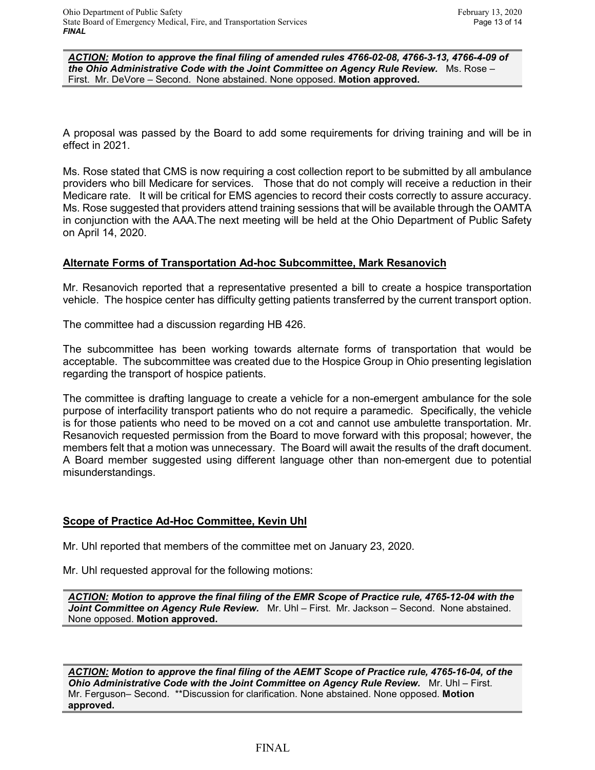***ACTION:*** ***Motion to approve the final filing of amended rules 4766-02-08, 4766-3-13, 4766-4-09 of the Ohio Administrative Code with the Joint Committee on Agency Rule Review.*** Ms. Rose – First. Mr. DeVore – Second. None abstained. None opposed. **Motion approved.**

A proposal was passed by the Board to add some requirements for driving training and will be in effect in 2021.

Ms. Rose stated that CMS is now requiring a cost collection report to be submitted by all ambulance providers who bill Medicare for services. Those that do not comply will receive a reduction in their Medicare rate. It will be critical for EMS agencies to record their costs correctly to assure accuracy. Ms. Rose suggested that providers attend training sessions that will be available through the OAMTA in conjunction with the AAA.The next meeting will be held at the Ohio Department of Public Safety on April 14, 2020.

## Alternate Forms of Transportation Ad-hoc Subcommittee, Mark Resanovich

Mr. Resanovich reported that a representative presented a bill to create a hospice transportation vehicle. The hospice center has difficulty getting patients transferred by the current transport option.

The committee had a discussion regarding HB 426.

The subcommittee has been working towards alternate forms of transportation that would be acceptable. The subcommittee was created due to the Hospice Group in Ohio presenting legislation regarding the transport of hospice patients.

The committee is drafting language to create a vehicle for a non-emergent ambulance for the sole purpose of interfacility transport patients who do not require a paramedic. Specifically, the vehicle is for those patients who need to be moved on a cot and cannot use ambulette transportation. Mr. Resanovich requested permission from the Board to move forward with this proposal; however, the members felt that a motion was unnecessary. The Board will await the results of the draft document. A Board member suggested using different language other than non-emergent due to potential misunderstandings.

## Scope of Practice Ad-Hoc Committee, Kevin Uhl

Mr. Uhl reported that members of the committee met on January 23, 2020.

Mr. Uhl requested approval for the following motions:

***ACTION:*** ***Motion to approve the final filing of the EMR Scope of Practice rule, 4765-12-04 with the Joint Committee on Agency Rule Review.*** Mr. Uhl – First. Mr. Jackson – Second. None abstained. None opposed. **Motion approved.**

***ACTION:*** ***Motion to approve the final filing of the AEMT Scope of Practice rule, 4765-16-04, of the Ohio Administrative Code with the Joint Committee on Agency Rule Review.*** Mr. Uhl – First. Mr. Ferguson– Second. **Discussion for clarification. None abstained. None opposed. **Motion approved.**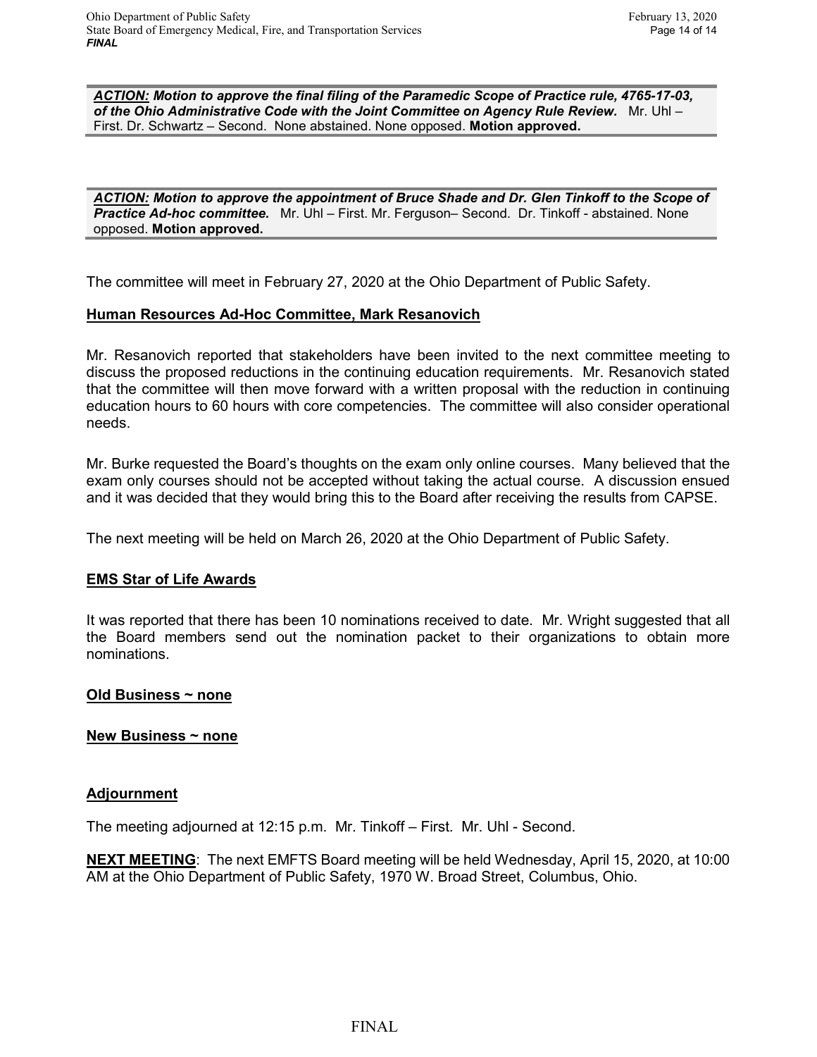***ACTION:*** ***Motion to approve the final filing of the Paramedic Scope of Practice rule, 4765-17-03, of the Ohio Administrative Code with the Joint Committee on Agency Rule Review.*** Mr. Uhl – First. Dr. Schwartz – Second. None abstained. None opposed. **Motion approved.**

***ACTION:*** ***Motion to approve the appointment of Bruce Shade and Dr. Glen Tinkoff to the Scope of Practice Ad-hoc committee.*** Mr. Uhl – First. Mr. Ferguson– Second. Dr. Tinkoff - abstained. None opposed. **Motion approved.**

The committee will meet in February 27, 2020 at the Ohio Department of Public Safety.

**Human Resources Ad-Hoc Committee, Mark Resanovich**

Mr. Resanovich reported that stakeholders have been invited to the next committee meeting to discuss the proposed reductions in the continuing education requirements. Mr. Resanovich stated that the committee will then move forward with a written proposal with the reduction in continuing education hours to 60 hours with core competencies. The committee will also consider operational needs.

Mr. Burke requested the Board's thoughts on the exam only online courses. Many believed that the exam only courses should not be accepted without taking the actual course. A discussion ensued and it was decided that they would bring this to the Board after receiving the results from CAPSE.

The next meeting will be held on March 26, 2020 at the Ohio Department of Public Safety.

**EMS Star of Life Awards**

It was reported that there has been 10 nominations received to date. Mr. Wright suggested that all the Board members send out the nomination packet to their organizations to obtain more nominations.

**Old Business ~ none**

**New Business ~ none**

**Adjournment**

The meeting adjourned at 12:15 p.m. Mr. Tinkoff – First. Mr. Uhl - Second.

**NEXT MEETING**: The next EMFTS Board meeting will be held Wednesday, April 15, 2020, at 10:00 AM at the Ohio Department of Public Safety, 1970 W. Broad Street, Columbus, Ohio.

FINAL